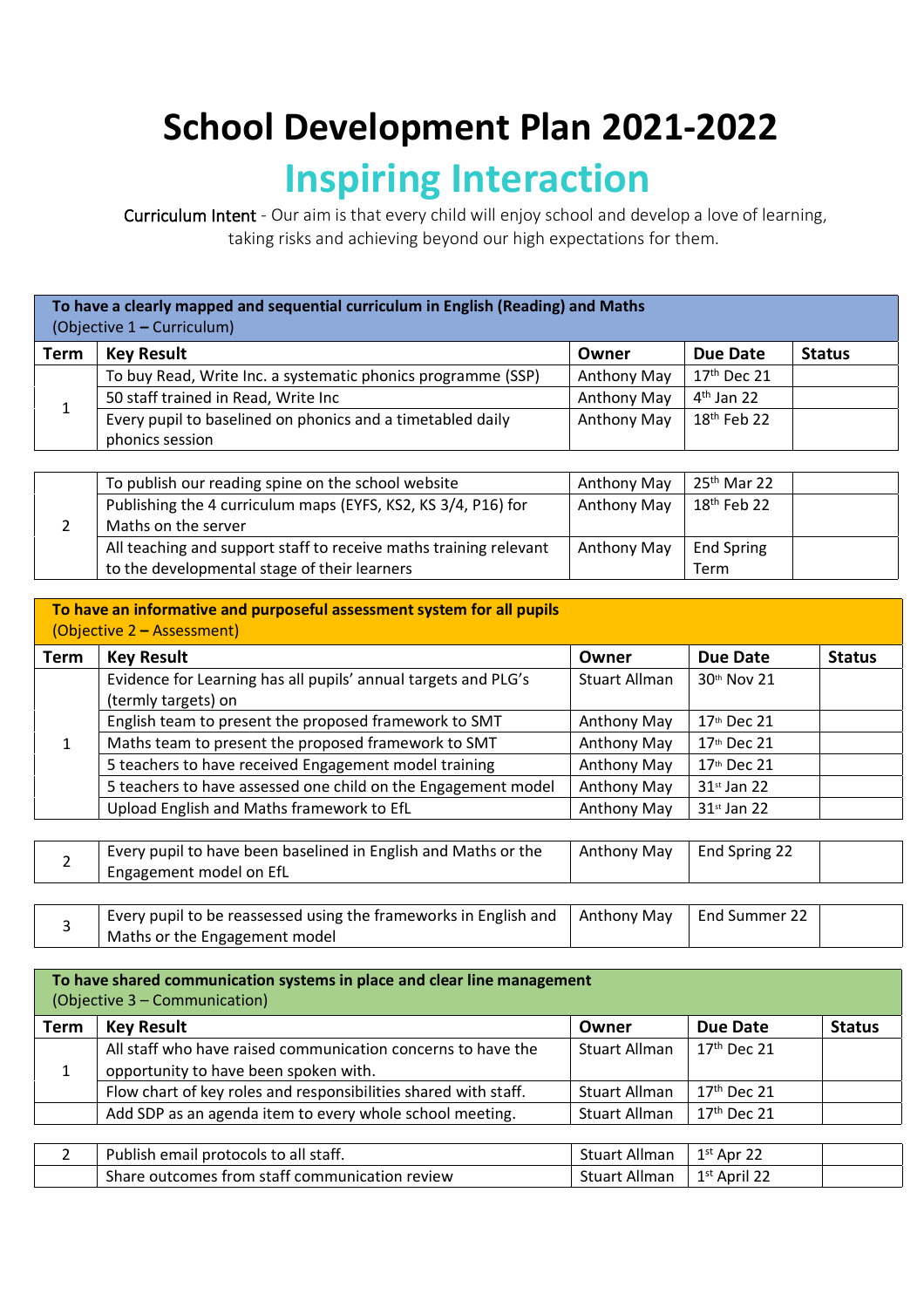# School Development Plan 2021-2022

## Inspiring Interaction

Curriculum Intent - Our aim is that every child will enjoy school and develop a love of learning, taking risks and achieving beyond our high expectations for them.

**To have a clearly mapped and sequential curriculum in English (Reading) and Maths**
(Objective 1 – Curriculum)

| Term | Key Result | Owner | Due Date | Status |
|---|---|---|---|---|
| 1 | To buy Read, Write Inc. a systematic phonics programme (SSP) | Anthony May | 17th Dec 21 | |
| | 50 staff trained in Read, Write Inc | Anthony May | 4th Jan 22 | |
| | Every pupil to baselined on phonics and a timetabled daily phonics session | Anthony May | 18th Feb 22 | |
| 2 | To publish our reading spine on the school website | Anthony May | 25th Mar 22 | |
| | Publishing the 4 curriculum maps (EYFS, KS2, KS 3/4, P16) for Maths on the server | Anthony May | 18th Feb 22 | |
| | All teaching and support staff to receive maths training relevant to the developmental stage of their learners | Anthony May | End Spring Term | |

**To have an informative and purposeful assessment system for all pupils**
(Objective 2 – Assessment)

| Term | Key Result | Owner | Due Date | Status |
|---|---|---|---|---|
| 1 | Evidence for Learning has all pupils' annual targets and PLG's (termly targets) on | Stuart Allman | 30th Nov 21 | |
| | English team to present the proposed framework to SMT | Anthony May | 17th Dec 21 | |
| | Maths team to present the proposed framework to SMT | Anthony May | 17th Dec 21 | |
| | 5 teachers to have received Engagement model training | Anthony May | 17th Dec 21 | |
| | 5 teachers to have assessed one child on the Engagement model | Anthony May | 31st Jan 22 | |
| | Upload English and Maths framework to EfL | Anthony May | 31st Jan 22 | |
| 2 | Every pupil to have been baselined in English and Maths or the Engagement model on EfL | Anthony May | End Spring 22 | |
| 3 | Every pupil to be reassessed using the frameworks in English and Maths or the Engagement model | Anthony May | End Summer 22 | |

**To have shared communication systems in place and clear line management**
(Objective 3 – Communication)

| Term | Key Result | Owner | Due Date | Status |
|---|---|---|---|---|
| 1 | All staff who have raised communication concerns to have the opportunity to have been spoken with. | Stuart Allman | 17th Dec 21 | |
| | Flow chart of key roles and responsibilities shared with staff. | Stuart Allman | 17th Dec 21 | |
| | Add SDP as an agenda item to every whole school meeting. | Stuart Allman | 17th Dec 21 | |
| 2 | Publish email protocols to all staff. | Stuart Allman | 1st Apr 22 | |
| | Share outcomes from staff communication review | Stuart Allman | 1st April 22 | |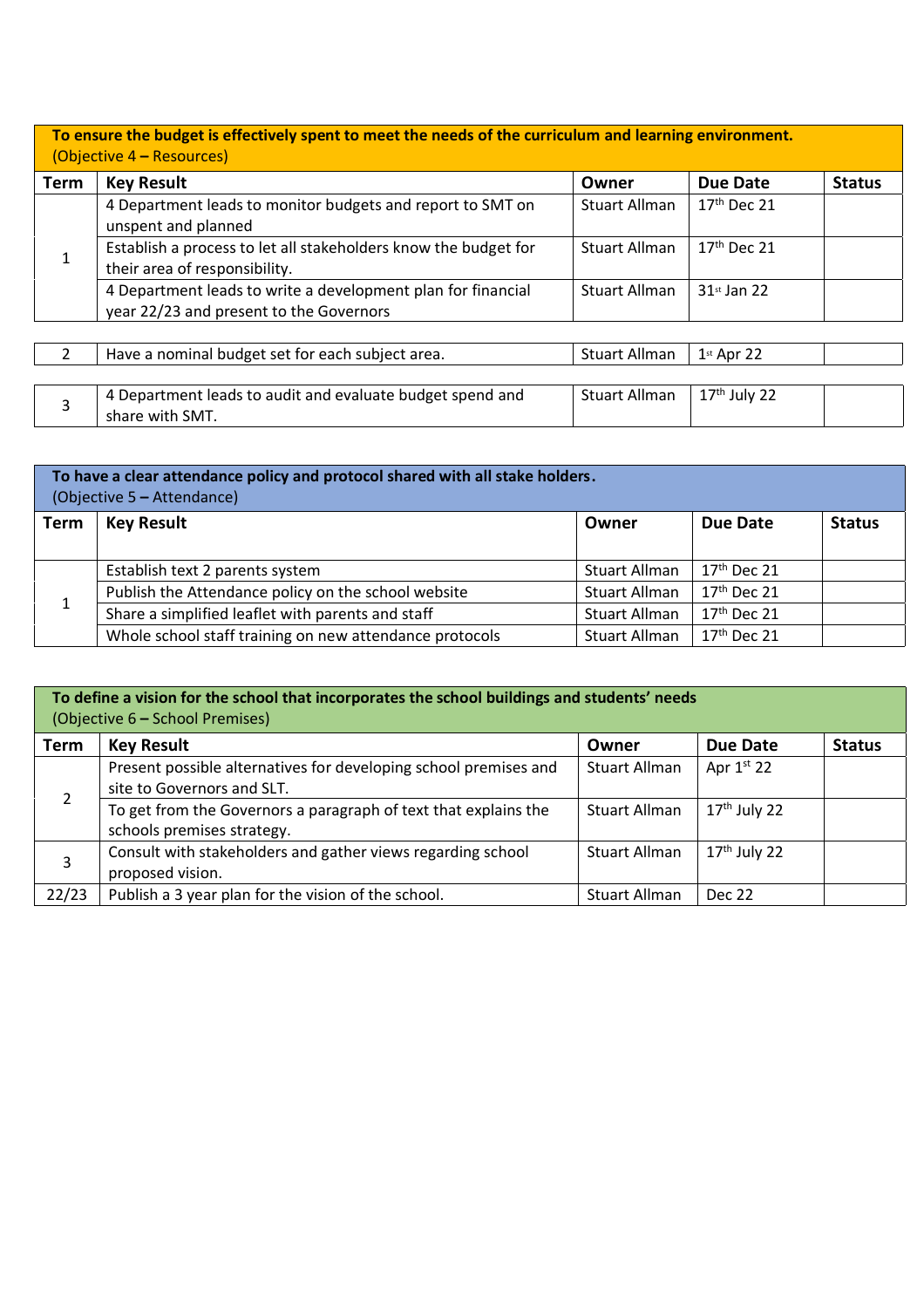**To ensure the budget is effectively spent to meet the needs of the curriculum and learning environment.**
(Objective 4 – Resources)

| Term | Key Result | Owner | Due Date | Status |
|---|---|---|---|---|
| 1 | 4 Department leads to monitor budgets and report to SMT on unspent and planned | Stuart Allman | 17th Dec 21 | |
| | Establish a process to let all stakeholders know the budget for their area of responsibility. | Stuart Allman | 17th Dec 21 | |
| | 4 Department leads to write a development plan for financial year 22/23 and present to the Governors | Stuart Allman | 31st Jan 22 | |
| 2 | Have a nominal budget set for each subject area. | Stuart Allman | 1st Apr 22 | |
| 3 | 4 Department leads to audit and evaluate budget spend and share with SMT. | Stuart Allman | 17th July 22 | |

**To have a clear attendance policy and protocol shared with all stake holders.**
(Objective 5 – Attendance)

| Term | Key Result | Owner | Due Date | Status |
|---|---|---|---|---|
| 1 | Establish text 2 parents system | Stuart Allman | 17th Dec 21 | |
| | Publish the Attendance policy on the school website | Stuart Allman | 17th Dec 21 | |
| | Share a simplified leaflet with parents and staff | Stuart Allman | 17th Dec 21 | |
| | Whole school staff training on new attendance protocols | Stuart Allman | 17th Dec 21 | |

**To define a vision for the school that incorporates the school buildings and students' needs**
(Objective 6 – School Premises)

| Term | Key Result | Owner | Due Date | Status |
|---|---|---|---|---|
| 2 | Present possible alternatives for developing school premises and site to Governors and SLT. | Stuart Allman | Apr 1st 22 | |
| | To get from the Governors a paragraph of text that explains the schools premises strategy. | Stuart Allman | 17th July 22 | |
| 3 | Consult with stakeholders and gather views regarding school proposed vision. | Stuart Allman | 17th July 22 | |
| 22/23 | Publish a 3 year plan for the vision of the school. | Stuart Allman | Dec 22 | |